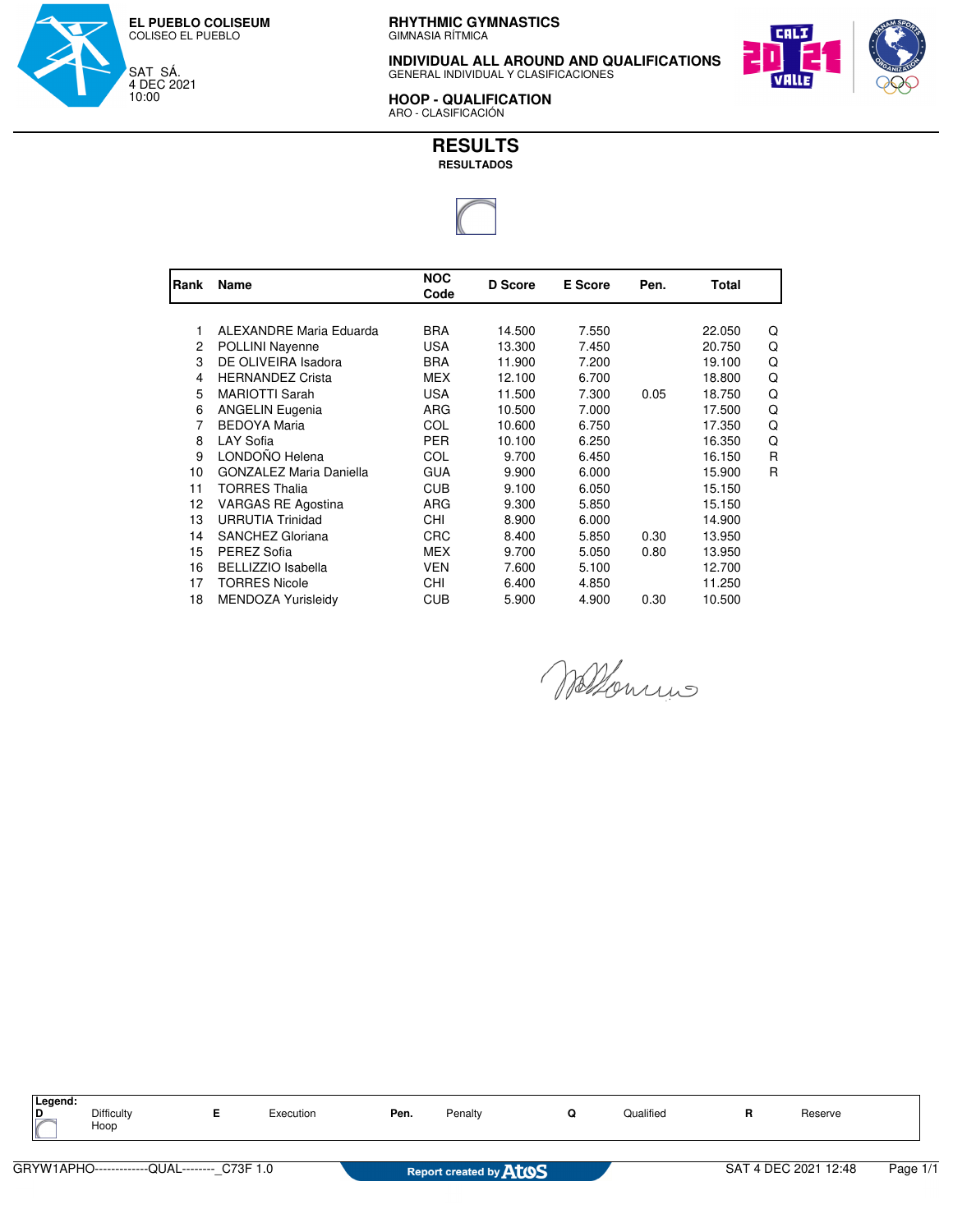EL PUEBLO COLISEUM
COLISEO EL PUEBLO

SAT SÁ.
4 DEC 2021
10:00

**RHYTHMIC GYMNASTICS**
GIMNASIA RÍTMICA

**INDIVIDUAL ALL AROUND AND QUALIFICATIONS**
GENERAL INDIVIDUAL Y CLASIFICACIONES

**HOOP - QUALIFICATION**
ARO - CLASIFICACIÓN

# RESULTS
**RESULTADOS**

| Rank | Name | NOC Code | D Score | E Score | Pen. | Total | |
|---|---|---|---|---|---|---|---|
| 1 | ALEXANDRE Maria Eduarda | BRA | 14.500 | 7.550 | | 22.050 | Q |
| 2 | POLLINI Nayenne | USA | 13.300 | 7.450 | | 20.750 | Q |
| 3 | DE OLIVEIRA Isadora | BRA | 11.900 | 7.200 | | 19.100 | Q |
| 4 | HERNANDEZ Crista | MEX | 12.100 | 6.700 | | 18.800 | Q |
| 5 | MARIOTTI Sarah | USA | 11.500 | 7.300 | 0.05 | 18.750 | Q |
| 6 | ANGELIN Eugenia | ARG | 10.500 | 7.000 | | 17.500 | Q |
| 7 | BEDOYA Maria | COL | 10.600 | 6.750 | | 17.350 | Q |
| 8 | LAY Sofia | PER | 10.100 | 6.250 | | 16.350 | Q |
| 9 | LONDOÑO Helena | COL | 9.700 | 6.450 | | 16.150 | R |
| 10 | GONZALEZ Maria Daniella | GUA | 9.900 | 6.000 | | 15.900 | R |
| 11 | TORRES Thalia | CUB | 9.100 | 6.050 | | 15.150 | |
| 12 | VARGAS RE Agostina | ARG | 9.300 | 5.850 | | 15.150 | |
| 13 | URRUTIA Trinidad | CHI | 8.900 | 6.000 | | 14.900 | |
| 14 | SANCHEZ Gloriana | CRC | 8.400 | 5.850 | 0.30 | 13.950 | |
| 15 | PEREZ Sofia | MEX | 9.700 | 5.050 | 0.80 | 13.950 | |
| 16 | BELLIZZIO Isabella | VEN | 7.600 | 5.100 | | 12.700 | |
| 17 | TORRES Nicole | CHI | 6.400 | 4.850 | | 11.250 | |
| 18 | MENDOZA Yurisleidy | CUB | 5.900 | 4.900 | 0.30 | 10.500 | |

**Legend:**

| | | | | | |
|---|---|---|---|---|---|
| **D** | Difficulty | **E** | Execution | **Pen.** | Penalty |
| | Hoop | **Q** | Qualified | **R** | Reserve |

GRYW1APHO-------------QUAL--------_C73F 1.0 — Report created by Atos — SAT 4 DEC 2021 12:48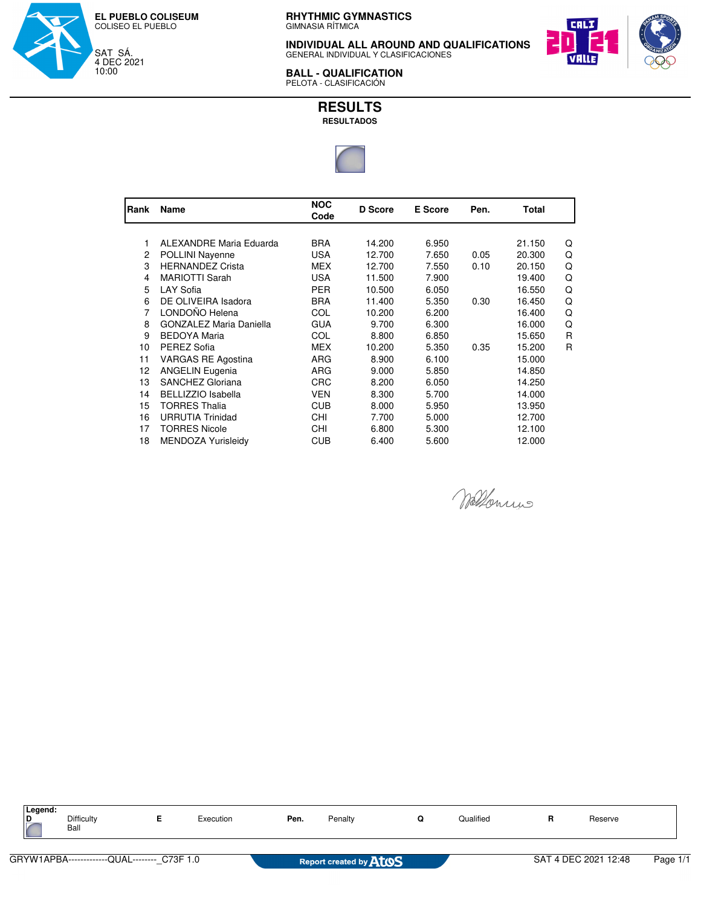**EL PUEBLO COLISEUM**
COLISEO EL PUEBLO

SAT SÁ.
4 DEC 2021
10:00

**RHYTHMIC GYMNASTICS**
GIMNASIA RÍTMICA

**INDIVIDUAL ALL AROUND AND QUALIFICATIONS**
GENERAL INDIVIDUAL Y CLASIFICACIONES

**BALL - QUALIFICATION**
PELOTA - CLASIFICACIÓN

# RESULTS
**RESULTADOS**

| Rank | Name | NOC Code | D Score | E Score | Pen. | Total | |
|---|---|---|---|---|---|---|---|
| 1 | ALEXANDRE Maria Eduarda | BRA | 14.200 | 6.950 | | 21.150 | Q |
| 2 | POLLINI Nayenne | USA | 12.700 | 7.650 | 0.05 | 20.300 | Q |
| 3 | HERNANDEZ Crista | MEX | 12.700 | 7.550 | 0.10 | 20.150 | Q |
| 4 | MARIOTTI Sarah | USA | 11.500 | 7.900 | | 19.400 | Q |
| 5 | LAY Sofia | PER | 10.500 | 6.050 | | 16.550 | Q |
| 6 | DE OLIVEIRA Isadora | BRA | 11.400 | 5.350 | 0.30 | 16.450 | Q |
| 7 | LONDOÑO Helena | COL | 10.200 | 6.200 | | 16.400 | Q |
| 8 | GONZALEZ Maria Daniella | GUA | 9.700 | 6.300 | | 16.000 | Q |
| 9 | BEDOYA Maria | COL | 8.800 | 6.850 | | 15.650 | R |
| 10 | PEREZ Sofia | MEX | 10.200 | 5.350 | 0.35 | 15.200 | R |
| 11 | VARGAS RE Agostina | ARG | 8.900 | 6.100 | | 15.000 | |
| 12 | ANGELIN Eugenia | ARG | 9.000 | 5.850 | | 14.850 | |
| 13 | SANCHEZ Gloriana | CRC | 8.200 | 6.050 | | 14.250 | |
| 14 | BELLIZZIO Isabella | VEN | 8.300 | 5.700 | | 14.000 | |
| 15 | TORRES Thalia | CUB | 8.000 | 5.950 | | 13.950 | |
| 16 | URRUTIA Trinidad | CHI | 7.700 | 5.000 | | 12.700 | |
| 17 | TORRES Nicole | CHI | 6.800 | 5.300 | | 12.100 | |
| 18 | MENDOZA Yurisleidy | CUB | 6.400 | 5.600 | | 12.000 | |

**Legend:**

| | | | | | | | | | |
|---|---|---|---|---|---|---|---|---|---|
| **D** | Difficulty | **E** | Execution | **Pen.** | Penalty | **Q** | Qualified | **R** | Reserve |
| | Ball | | | | | | | | |

GRYW1APBA-------------QUAL--------_C73F 1.0 — Report created by Atos — SAT 4 DEC 2021 12:48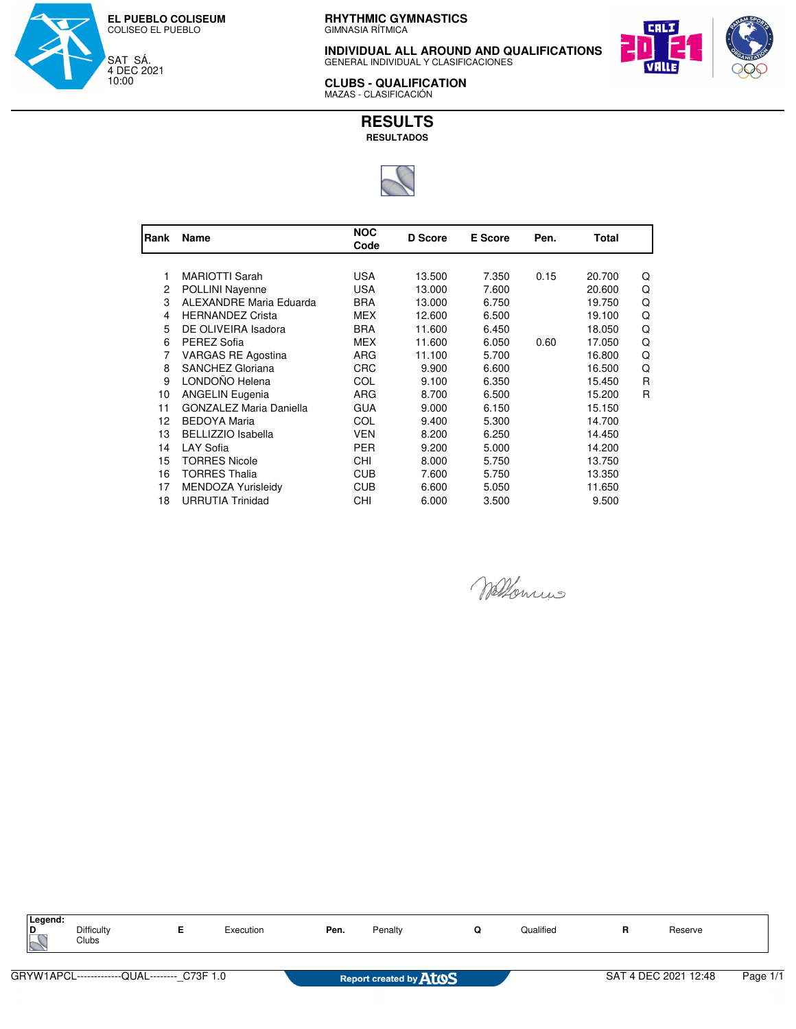**EL PUEBLO COLISEUM**
COLISEO EL PUEBLO

SAT SÁ.
4 DEC 2021
10:00

**RHYTHMIC GYMNASTICS**
GIMNASIA RÍTMICA

**INDIVIDUAL ALL AROUND AND QUALIFICATIONS**
GENERAL INDIVIDUAL Y CLASIFICACIONES

**CLUBS - QUALIFICATION**
MAZAS - CLASIFICACIÓN

# RESULTS

**RESULTADOS**

| Rank | Name | NOC Code | D Score | E Score | Pen. | Total | |
|---|---|---|---|---|---|---|---|
| 1 | MARIOTTI Sarah | USA | 13.500 | 7.350 | 0.15 | 20.700 | Q |
| 2 | POLLINI Nayenne | USA | 13.000 | 7.600 | | 20.600 | Q |
| 3 | ALEXANDRE Maria Eduarda | BRA | 13.000 | 6.750 | | 19.750 | Q |
| 4 | HERNANDEZ Crista | MEX | 12.600 | 6.500 | | 19.100 | Q |
| 5 | DE OLIVEIRA Isadora | BRA | 11.600 | 6.450 | | 18.050 | Q |
| 6 | PEREZ Sofia | MEX | 11.600 | 6.050 | 0.60 | 17.050 | Q |
| 7 | VARGAS RE Agostina | ARG | 11.100 | 5.700 | | 16.800 | Q |
| 8 | SANCHEZ Gloriana | CRC | 9.900 | 6.600 | | 16.500 | Q |
| 9 | LONDOÑO Helena | COL | 9.100 | 6.350 | | 15.450 | R |
| 10 | ANGELIN Eugenia | ARG | 8.700 | 6.500 | | 15.200 | R |
| 11 | GONZALEZ Maria Daniella | GUA | 9.000 | 6.150 | | 15.150 | |
| 12 | BEDOYA Maria | COL | 9.400 | 5.300 | | 14.700 | |
| 13 | BELLIZZIO Isabella | VEN | 8.200 | 6.250 | | 14.450 | |
| 14 | LAY Sofia | PER | 9.200 | 5.000 | | 14.200 | |
| 15 | TORRES Nicole | CHI | 8.000 | 5.750 | | 13.750 | |
| 16 | TORRES Thalia | CUB | 7.600 | 5.750 | | 13.350 | |
| 17 | MENDOZA Yurisleidy | CUB | 6.600 | 5.050 | | 11.650 | |
| 18 | URRUTIA Trinidad | CHI | 6.000 | 3.500 | | 9.500 | |

**Legend:**

| | | | | | | | | | |
|---|---|---|---|---|---|---|---|---|---|
| **D** | Difficulty Clubs | **E** | Execution | **Pen.** | Penalty | **Q** | Qualified | **R** | Reserve |

GRYW1APCL-------------QUAL--------_C73F 1.0 — Report created by Atos — SAT 4 DEC 2021 12:48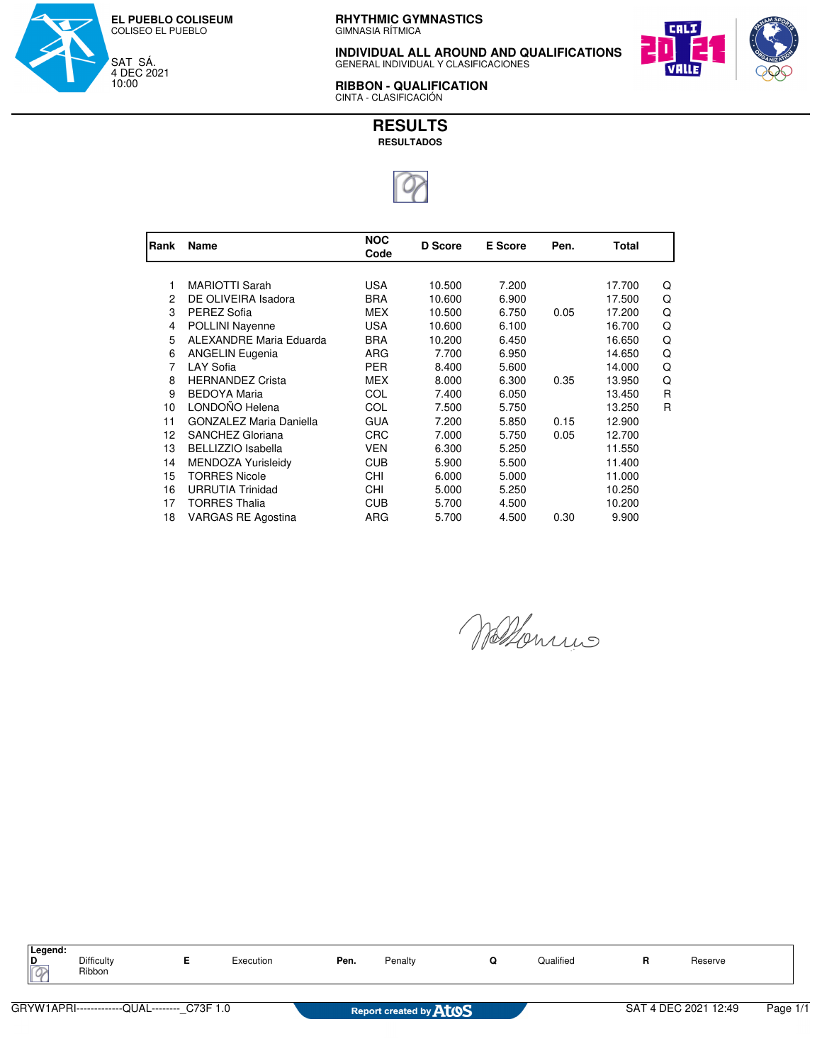**EL PUEBLO COLISEUM**
COLISEO EL PUEBLO

SAT SÁ.
4 DEC 2021
10:00

**RHYTHMIC GYMNASTICS**
GIMNASIA RÍTMICA

**INDIVIDUAL ALL AROUND AND QUALIFICATIONS**
GENERAL INDIVIDUAL Y CLASIFICACIONES

**RIBBON - QUALIFICATION**
CINTA - CLASIFICACIÓN

# RESULTS
**RESULTADOS**

| Rank | Name | NOC Code | D Score | E Score | Pen. | Total | |
|---|---|---|---|---|---|---|---|
| 1 | MARIOTTI Sarah | USA | 10.500 | 7.200 | | 17.700 | Q |
| 2 | DE OLIVEIRA Isadora | BRA | 10.600 | 6.900 | | 17.500 | Q |
| 3 | PEREZ Sofia | MEX | 10.500 | 6.750 | 0.05 | 17.200 | Q |
| 4 | POLLINI Nayenne | USA | 10.600 | 6.100 | | 16.700 | Q |
| 5 | ALEXANDRE Maria Eduarda | BRA | 10.200 | 6.450 | | 16.650 | Q |
| 6 | ANGELIN Eugenia | ARG | 7.700 | 6.950 | | 14.650 | Q |
| 7 | LAY Sofia | PER | 8.400 | 5.600 | | 14.000 | Q |
| 8 | HERNANDEZ Crista | MEX | 8.000 | 6.300 | 0.35 | 13.950 | Q |
| 9 | BEDOYA Maria | COL | 7.400 | 6.050 | | 13.450 | R |
| 10 | LONDOÑO Helena | COL | 7.500 | 5.750 | | 13.250 | R |
| 11 | GONZALEZ Maria Daniella | GUA | 7.200 | 5.850 | 0.15 | 12.900 | |
| 12 | SANCHEZ Gloriana | CRC | 7.000 | 5.750 | 0.05 | 12.700 | |
| 13 | BELLIZZIO Isabella | VEN | 6.300 | 5.250 | | 11.550 | |
| 14 | MENDOZA Yurisleidy | CUB | 5.900 | 5.500 | | 11.400 | |
| 15 | TORRES Nicole | CHI | 6.000 | 5.000 | | 11.000 | |
| 16 | URRUTIA Trinidad | CHI | 5.000 | 5.250 | | 10.250 | |
| 17 | TORRES Thalia | CUB | 5.700 | 4.500 | | 10.200 | |
| 18 | VARGAS RE Agostina | ARG | 5.700 | 4.500 | 0.30 | 9.900 | |

**Legend:**

| | | | | | | | | | |
|---|---|---|---|---|---|---|---|---|---|
| D | Difficulty Ribbon | E | Execution | Pen. | Penalty | Q | Qualified | R | Reserve |

GRYW1APRI-------------QUAL--------_C73F 1.0 — Report created by Atos — SAT 4 DEC 2021 12:49